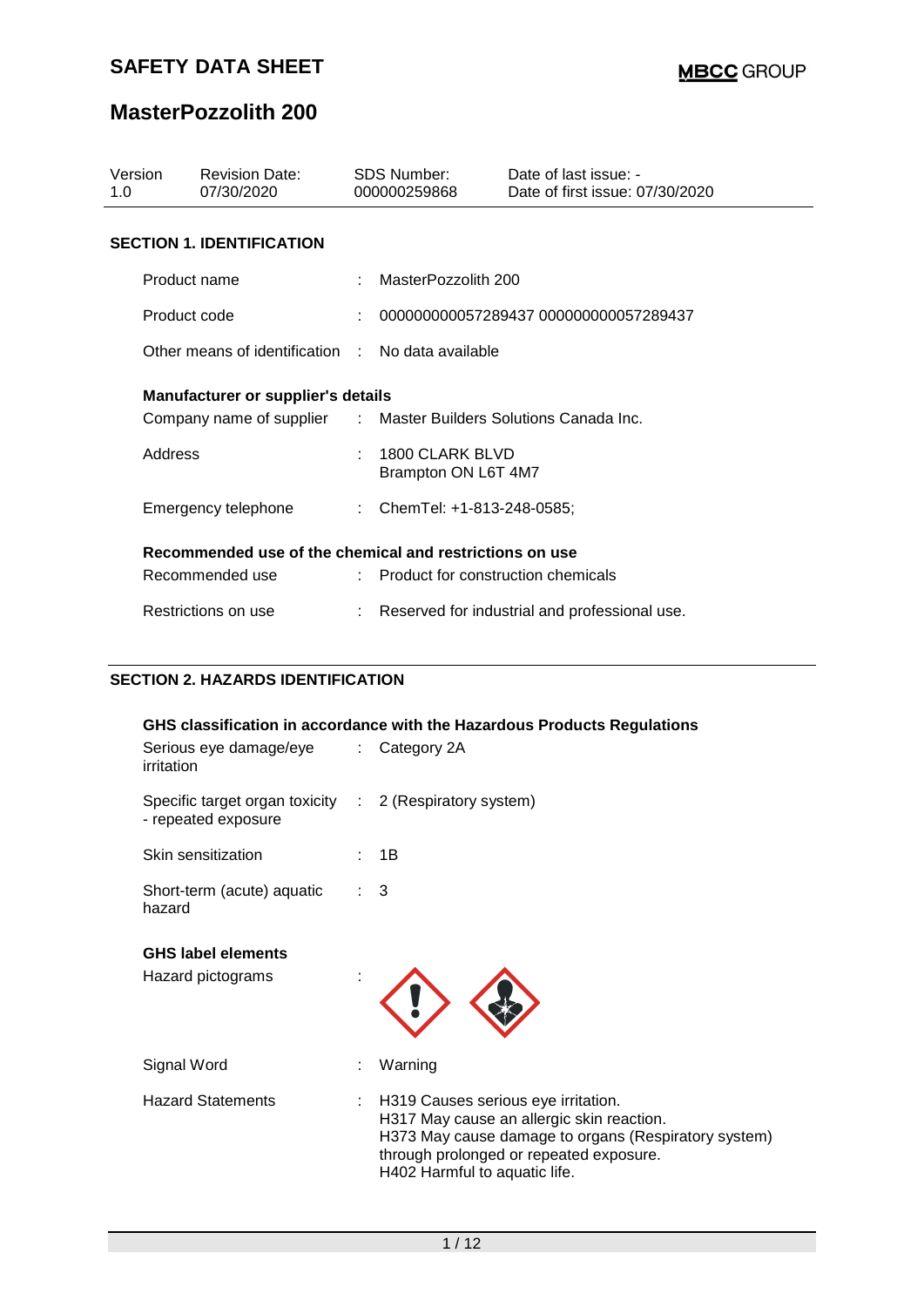# SAFETY DATA SHEET

**MBCC GROUP**

# MasterPozzolith 200

| Version | Revision Date: | SDS Number: | Date of last issue: - |
|---|---|---|---|
| 1.0 | 07/30/2020 | 000000259868 | Date of first issue: 07/30/2020 |

## SECTION 1. IDENTIFICATION

| | | |
|---|---|---|
| Product name | : | MasterPozzolith 200 |
| Product code | : | 000000000057289437 000000000057289437 |
| Other means of identification | : | No data available |

**Manufacturer or supplier's details**

| | | |
|---|---|---|
| Company name of supplier | : | Master Builders Solutions Canada Inc. |
| Address | : | 1800 CLARK BLVD<br>Brampton ON L6T 4M7 |
| Emergency telephone | : | ChemTel: +1-813-248-0585; |

**Recommended use of the chemical and restrictions on use**

| | | |
|---|---|---|
| Recommended use | : | Product for construction chemicals |
| Restrictions on use | : | Reserved for industrial and professional use. |

## SECTION 2. HAZARDS IDENTIFICATION

**GHS classification in accordance with the Hazardous Products Regulations**

| | | |
|---|---|---|
| Serious eye damage/eye irritation | : | Category 2A |
| Specific target organ toxicity - repeated exposure | : | 2 (Respiratory system) |
| Skin sensitization | : | 1B |
| Short-term (acute) aquatic hazard | : | 3 |

**GHS label elements**

| | | |
|---|---|---|
| Hazard pictograms | : | |
| Signal Word | : | Warning |
| Hazard Statements | : | H319 Causes serious eye irritation.<br>H317 May cause an allergic skin reaction.<br>H373 May cause damage to organs (Respiratory system) through prolonged or repeated exposure.<br>H402 Harmful to aquatic life. |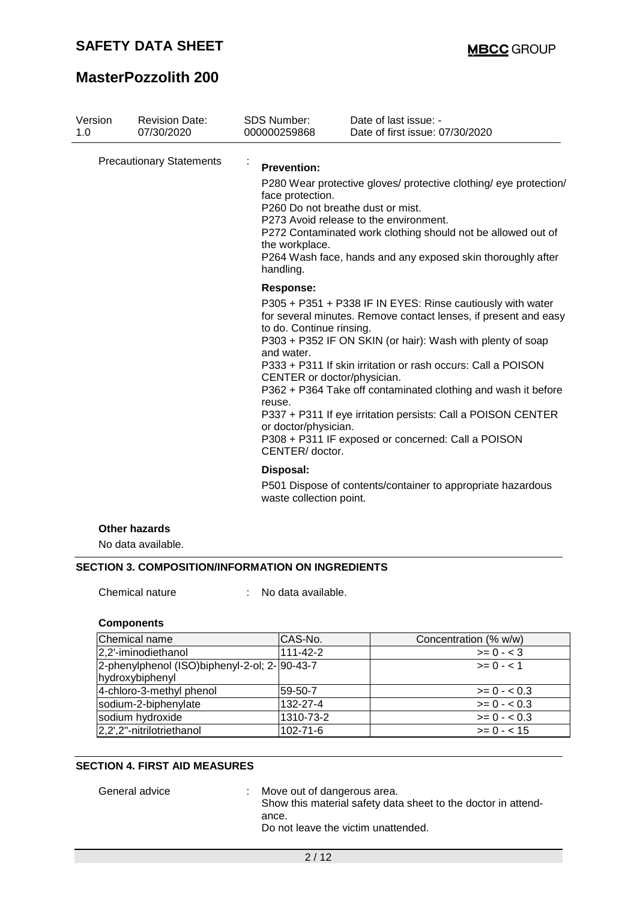Precautionary Statements :

**Prevention:**

P280 Wear protective gloves/ protective clothing/ eye protection/ face protection.
P260 Do not breathe dust or mist.
P273 Avoid release to the environment.
P272 Contaminated work clothing should not be allowed out of the workplace.
P264 Wash face, hands and any exposed skin thoroughly after handling.

**Response:**

P305 + P351 + P338 IF IN EYES: Rinse cautiously with water for several minutes. Remove contact lenses, if present and easy to do. Continue rinsing.
P303 + P352 IF ON SKIN (or hair): Wash with plenty of soap and water.
P333 + P311 If skin irritation or rash occurs: Call a POISON CENTER or doctor/physician.
P362 + P364 Take off contaminated clothing and wash it before reuse.
P337 + P311 If eye irritation persists: Call a POISON CENTER or doctor/physician.
P308 + P311 IF exposed or concerned: Call a POISON CENTER/ doctor.

**Disposal:**

P501 Dispose of contents/container to appropriate hazardous waste collection point.

**Other hazards**

No data available.

## SECTION 3. COMPOSITION/INFORMATION ON INGREDIENTS

Chemical nature : No data available.

**Components**

| Chemical name | CAS-No. | Concentration (% w/w) |
|---|---|---|
| 2,2'-iminodiethanol | 111-42-2 | >= 0 - < 3 |
| 2-phenylphenol (ISO)biphenyl-2-ol; 2-hydroxybiphenyl | 90-43-7 | >= 0 - < 1 |
| 4-chloro-3-methyl phenol | 59-50-7 | >= 0 - < 0.3 |
| sodium-2-biphenylate | 132-27-4 | >= 0 - < 0.3 |
| sodium hydroxide | 1310-73-2 | >= 0 - < 0.3 |
| 2,2',2''-nitrilotriethanol | 102-71-6 | >= 0 - < 15 |

## SECTION 4. FIRST AID MEASURES

General advice : Move out of dangerous area.
Show this material safety data sheet to the doctor in attendance.
Do not leave the victim unattended.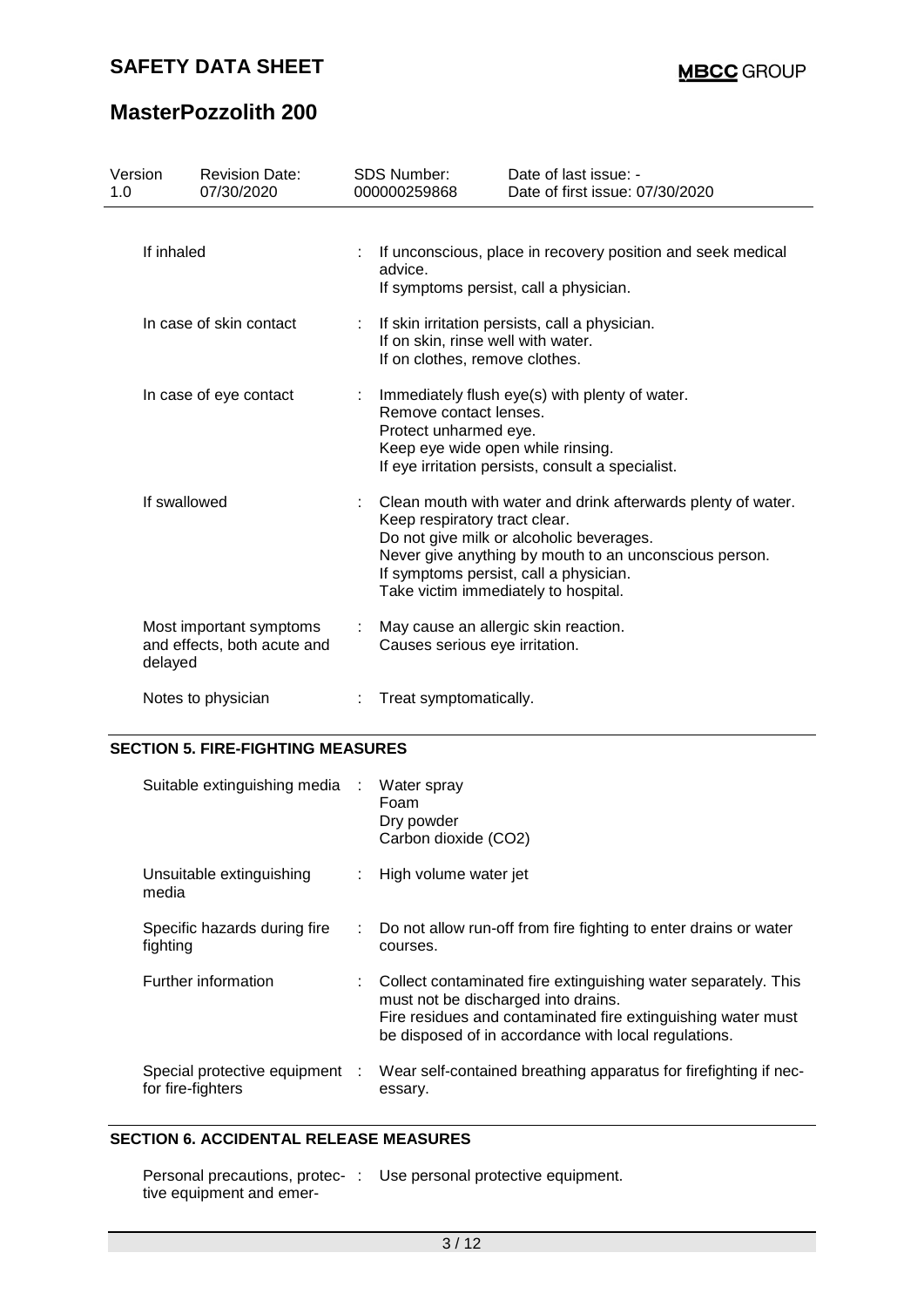| Version 1.0 | Revision Date: 07/30/2020 | SDS Number: 000000259868 | Date of last issue: - Date of first issue: 07/30/2020 |
|---|---|---|---|

| | |
|---|---|
| If inhaled | : If unconscious, place in recovery position and seek medical advice. If symptoms persist, call a physician. |
| In case of skin contact | : If skin irritation persists, call a physician. If on skin, rinse well with water. If on clothes, remove clothes. |
| In case of eye contact | : Immediately flush eye(s) with plenty of water. Remove contact lenses. Protect unharmed eye. Keep eye wide open while rinsing. If eye irritation persists, consult a specialist. |
| If swallowed | : Clean mouth with water and drink afterwards plenty of water. Keep respiratory tract clear. Do not give milk or alcoholic beverages. Never give anything by mouth to an unconscious person. If symptoms persist, call a physician. Take victim immediately to hospital. |
| Most important symptoms and effects, both acute and delayed | : May cause an allergic skin reaction. Causes serious eye irritation. |
| Notes to physician | : Treat symptomatically. |

## SECTION 5. FIRE-FIGHTING MEASURES

| | |
|---|---|
| Suitable extinguishing media | : Water spray<br>Foam<br>Dry powder<br>Carbon dioxide ($CO_2$) |
| Unsuitable extinguishing media | : High volume water jet |
| Specific hazards during fire fighting | : Do not allow run-off from fire fighting to enter drains or water courses. |
| Further information | : Collect contaminated fire extinguishing water separately. This must not be discharged into drains. Fire residues and contaminated fire extinguishing water must be disposed of in accordance with local regulations. |
| Special protective equipment for fire-fighters | : Wear self-contained breathing apparatus for firefighting if necessary. |

## SECTION 6. ACCIDENTAL RELEASE MEASURES

| | |
|---|---|
| Personal precautions, protective equipment and emer- | : Use personal protective equipment. |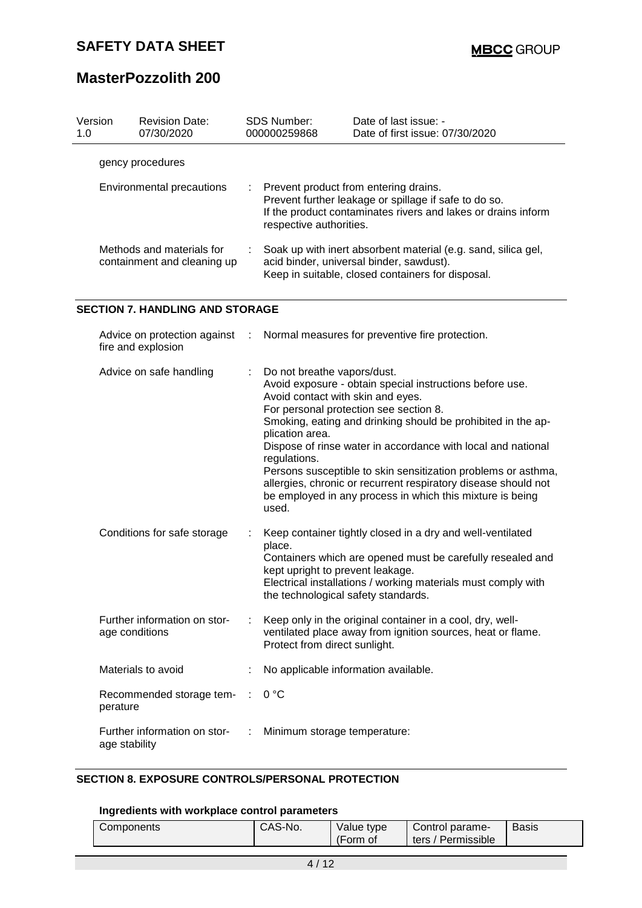gency procedures

| | |
|---|---|
| Environmental precautions | : Prevent product from entering drains.<br>Prevent further leakage or spillage if safe to do so.<br>If the product contaminates rivers and lakes or drains inform respective authorities. |
| Methods and materials for containment and cleaning up | : Soak up with inert absorbent material (e.g. sand, silica gel, acid binder, universal binder, sawdust).<br>Keep in suitable, closed containers for disposal. |

## SECTION 7. HANDLING AND STORAGE

| | |
|---|---|
| Advice on protection against fire and explosion | : Normal measures for preventive fire protection. |
| Advice on safe handling | : Do not breathe vapors/dust.<br>Avoid exposure - obtain special instructions before use.<br>Avoid contact with skin and eyes.<br>For personal protection see section 8.<br>Smoking, eating and drinking should be prohibited in the application area.<br>Dispose of rinse water in accordance with local and national regulations.<br>Persons susceptible to skin sensitization problems or asthma, allergies, chronic or recurrent respiratory disease should not be employed in any process in which this mixture is being used. |
| Conditions for safe storage | : Keep container tightly closed in a dry and well-ventilated place.<br>Containers which are opened must be carefully resealed and kept upright to prevent leakage.<br>Electrical installations / working materials must comply with the technological safety standards. |
| Further information on storage conditions | : Keep only in the original container in a cool, dry, well-ventilated place away from ignition sources, heat or flame.<br>Protect from direct sunlight. |
| Materials to avoid | : No applicable information available. |
| Recommended storage temperature | : 0 °C |
| Further information on storage stability | : Minimum storage temperature: |

## SECTION 8. EXPOSURE CONTROLS/PERSONAL PROTECTION

### Ingredients with workplace control parameters

| Components | CAS-No. | Value type (Form of | Control parameters / Permissible | Basis |
|---|---|---|---|---|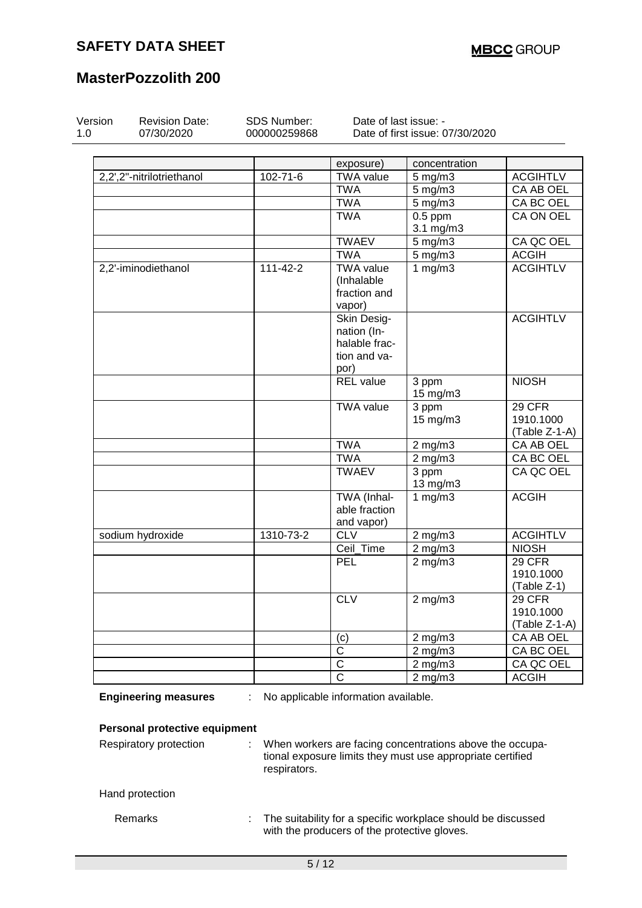| | | exposure) | concentration | |
|---|---|---|---|---|
| 2,2',2''-nitrilotriethanol | 102-71-6 | TWA value | 5 mg/m3 | ACGIHTLV |
| | | TWA | 5 mg/m3 | CA AB OEL |
| | | TWA | 5 mg/m3 | CA BC OEL |
| | | TWA | 0.5 ppm<br>3.1 mg/m3 | CA ON OEL |
| | | TWAEV | 5 mg/m3 | CA QC OEL |
| | | TWA | 5 mg/m3 | ACGIH |
| 2,2'-iminodiethanol | 111-42-2 | TWA value (Inhalable fraction and vapor) | 1 mg/m3 | ACGIHTLV |
| | | Skin Designation (Inhalable fraction and vapor) | | ACGIHTLV |
| | | REL value | 3 ppm<br>15 mg/m3 | NIOSH |
| | | TWA value | 3 ppm<br>15 mg/m3 | 29 CFR 1910.1000 (Table Z-1-A) |
| | | TWA | 2 mg/m3 | CA AB OEL |
| | | TWA | 2 mg/m3 | CA BC OEL |
| | | TWAEV | 3 ppm<br>13 mg/m3 | CA QC OEL |
| | | TWA (Inhalable fraction and vapor) | 1 mg/m3 | ACGIH |
| sodium hydroxide | 1310-73-2 | CLV | 2 mg/m3 | ACGIHTLV |
| | | Ceil_Time | 2 mg/m3 | NIOSH |
| | | PEL | 2 mg/m3 | 29 CFR 1910.1000 (Table Z-1) |
| | | CLV | 2 mg/m3 | 29 CFR 1910.1000 (Table Z-1-A) |
| | | (c) | 2 mg/m3 | CA AB OEL |
| | | C | 2 mg/m3 | CA BC OEL |
| | | C | 2 mg/m3 | CA QC OEL |
| | | C | 2 mg/m3 | ACGIH |

**Engineering measures** : No applicable information available.

**Personal protective equipment**

Respiratory protection : When workers are facing concentrations above the occupational exposure limits they must use appropriate certified respirators.

Hand protection

Remarks : The suitability for a specific workplace should be discussed with the producers of the protective gloves.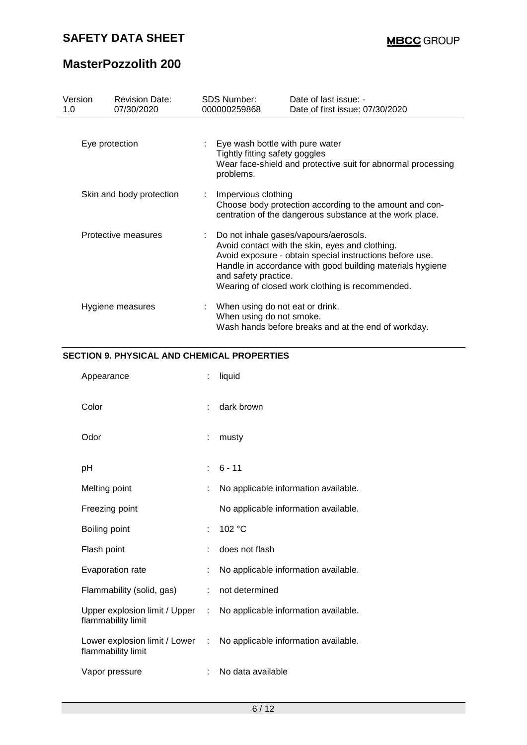| Version 1.0 | Revision Date: 07/30/2020 | SDS Number: 000000259868 | Date of last issue: - Date of first issue: 07/30/2020 |
|---|---|---|---|

| | |
|---|---|
| Eye protection | : Eye wash bottle with pure water<br>Tightly fitting safety goggles<br>Wear face-shield and protective suit for abnormal processing problems. |
| Skin and body protection | : Impervious clothing<br>Choose body protection according to the amount and concentration of the dangerous substance at the work place. |
| Protective measures | : Do not inhale gases/vapours/aerosols.<br>Avoid contact with the skin, eyes and clothing.<br>Avoid exposure - obtain special instructions before use.<br>Handle in accordance with good building materials hygiene and safety practice.<br>Wearing of closed work clothing is recommended. |
| Hygiene measures | : When using do not eat or drink.<br>When using do not smoke.<br>Wash hands before breaks and at the end of workday. |

## SECTION 9. PHYSICAL AND CHEMICAL PROPERTIES

| | |
|---|---|
| Appearance | : liquid |
| Color | : dark brown |
| Odor | : musty |
| pH | : 6 - 11 |
| Melting point | : No applicable information available. |
| Freezing point | No applicable information available. |
| Boiling point | : 102 °C |
| Flash point | : does not flash |
| Evaporation rate | : No applicable information available. |
| Flammability (solid, gas) | : not determined |
| Upper explosion limit / Upper flammability limit | : No applicable information available. |
| Lower explosion limit / Lower flammability limit | : No applicable information available. |
| Vapor pressure | : No data available |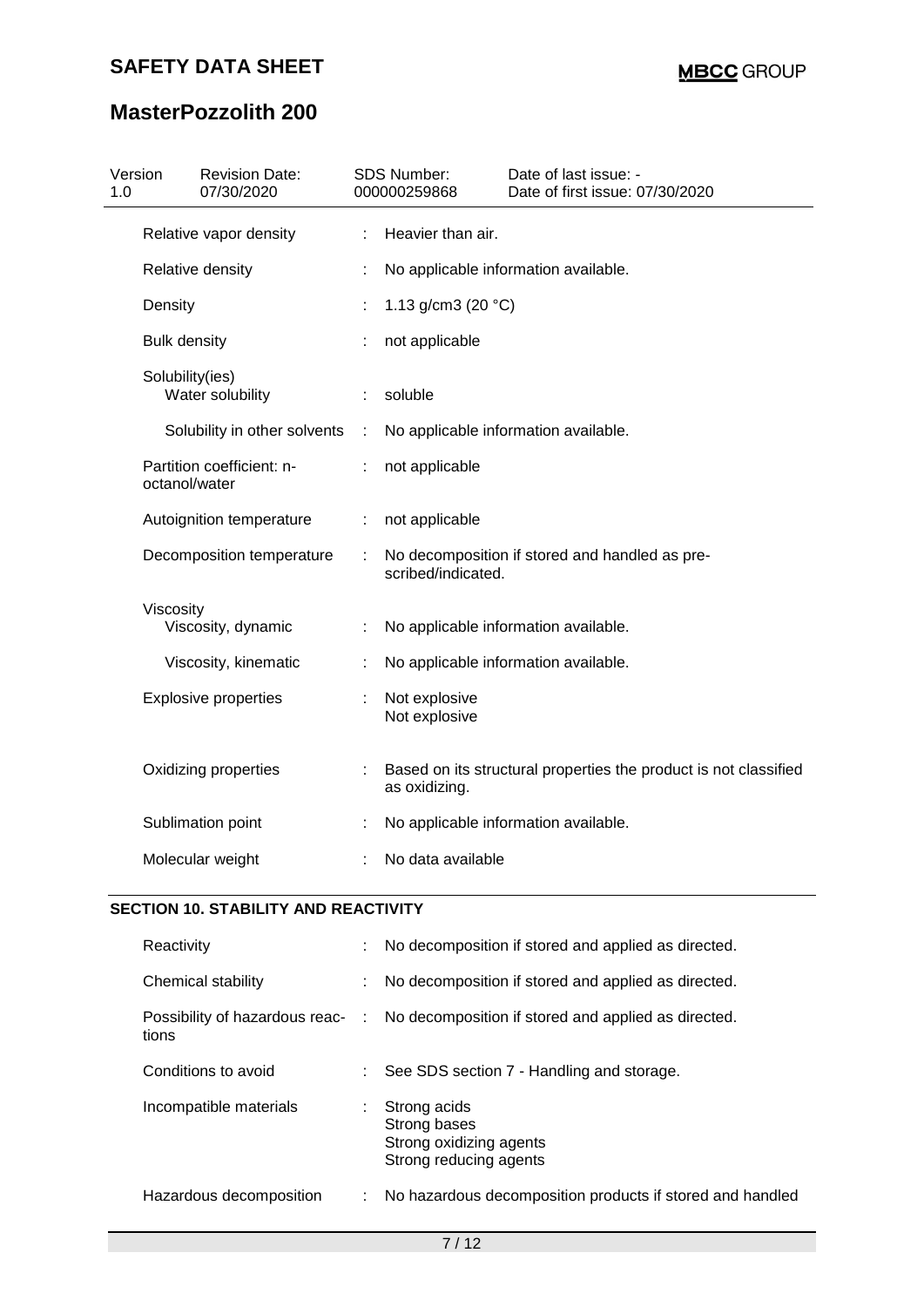| Version 1.0 | Revision Date: 07/30/2020 | SDS Number: 000000259868 | Date of last issue: - Date of first issue: 07/30/2020 |
|---|---|---|---|

| | | |
|---|---|---|
| Relative vapor density | : | Heavier than air. |
| Relative density | : | No applicable information available. |
| Density | : | 1.13 g/cm3 (20 °C) |
| Bulk density | : | not applicable |
| Solubility(ies) | | |
| Water solubility | : | soluble |
| Solubility in other solvents | : | No applicable information available. |
| Partition coefficient: n-octanol/water | : | not applicable |
| Autoignition temperature | : | not applicable |
| Decomposition temperature | : | No decomposition if stored and handled as prescribed/indicated. |
| Viscosity | | |
| Viscosity, dynamic | : | No applicable information available. |
| Viscosity, kinematic | : | No applicable information available. |
| Explosive properties | : | Not explosive<br>Not explosive |
| Oxidizing properties | : | Based on its structural properties the product is not classified as oxidizing. |
| Sublimation point | : | No applicable information available. |
| Molecular weight | : | No data available |

## SECTION 10. STABILITY AND REACTIVITY

| | | |
|---|---|---|
| Reactivity | : | No decomposition if stored and applied as directed. |
| Chemical stability | : | No decomposition if stored and applied as directed. |
| Possibility of hazardous reactions | : | No decomposition if stored and applied as directed. |
| Conditions to avoid | : | See SDS section 7 - Handling and storage. |
| Incompatible materials | : | Strong acids<br>Strong bases<br>Strong oxidizing agents<br>Strong reducing agents |
| Hazardous decomposition | : | No hazardous decomposition products if stored and handled |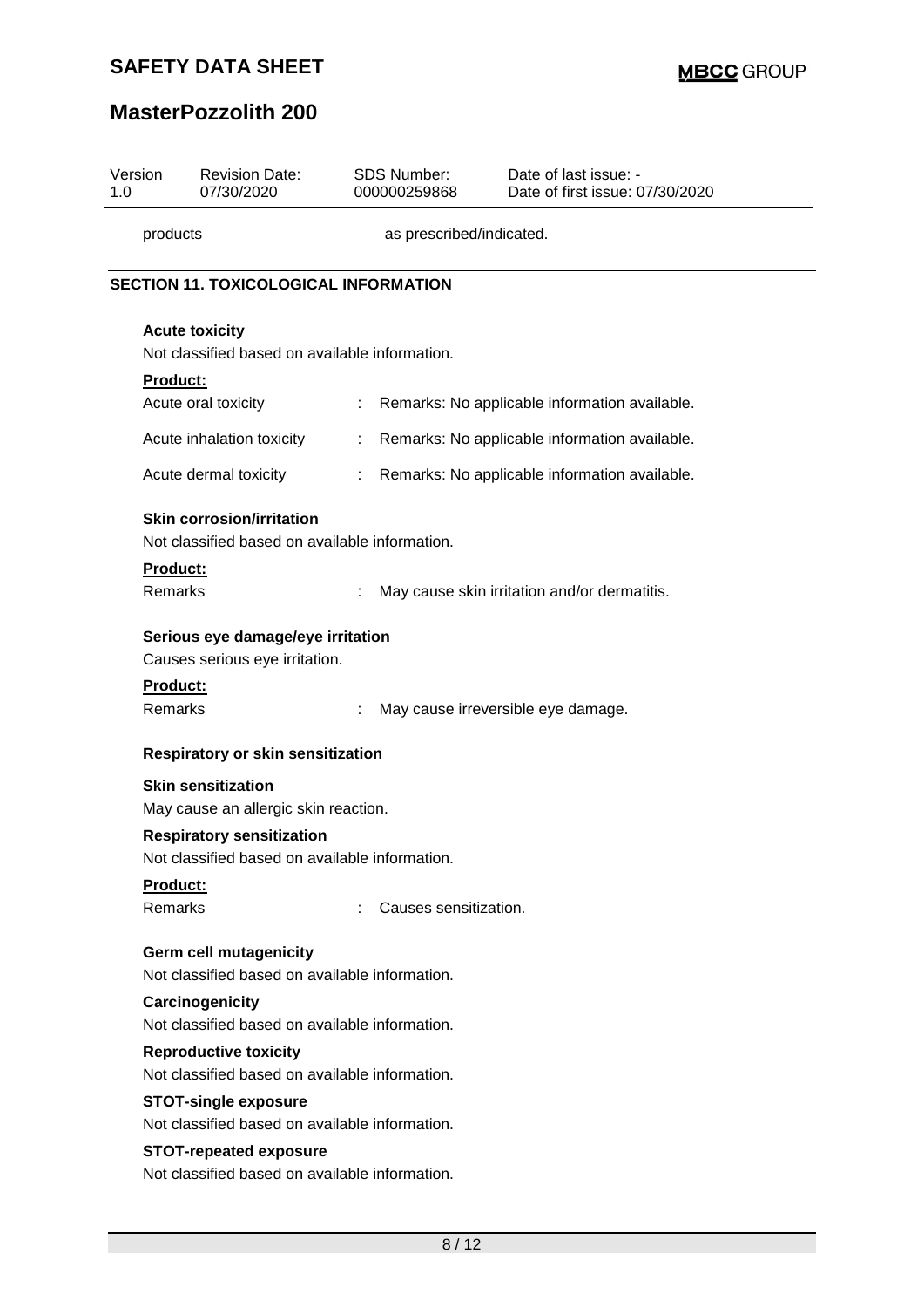| products | as prescribed/indicated. |
|---|---|

## SECTION 11. TOXICOLOGICAL INFORMATION

### Acute toxicity

Not classified based on available information.

**Product:**

| | | |
|---|---|---|
| Acute oral toxicity | : | Remarks: No applicable information available. |
| Acute inhalation toxicity | : | Remarks: No applicable information available. |
| Acute dermal toxicity | : | Remarks: No applicable information available. |

### Skin corrosion/irritation

Not classified based on available information.

**Product:**

| | | |
|---|---|---|
| Remarks | : | May cause skin irritation and/or dermatitis. |

### Serious eye damage/eye irritation

Causes serious eye irritation.

**Product:**

| | | |
|---|---|---|
| Remarks | : | May cause irreversible eye damage. |

### Respiratory or skin sensitization

**Skin sensitization**

May cause an allergic skin reaction.

**Respiratory sensitization**

Not classified based on available information.

**Product:**

| | | |
|---|---|---|
| Remarks | : | Causes sensitization. |

### Germ cell mutagenicity

Not classified based on available information.

### Carcinogenicity

Not classified based on available information.

### Reproductive toxicity

Not classified based on available information.

### STOT-single exposure

Not classified based on available information.

### STOT-repeated exposure

Not classified based on available information.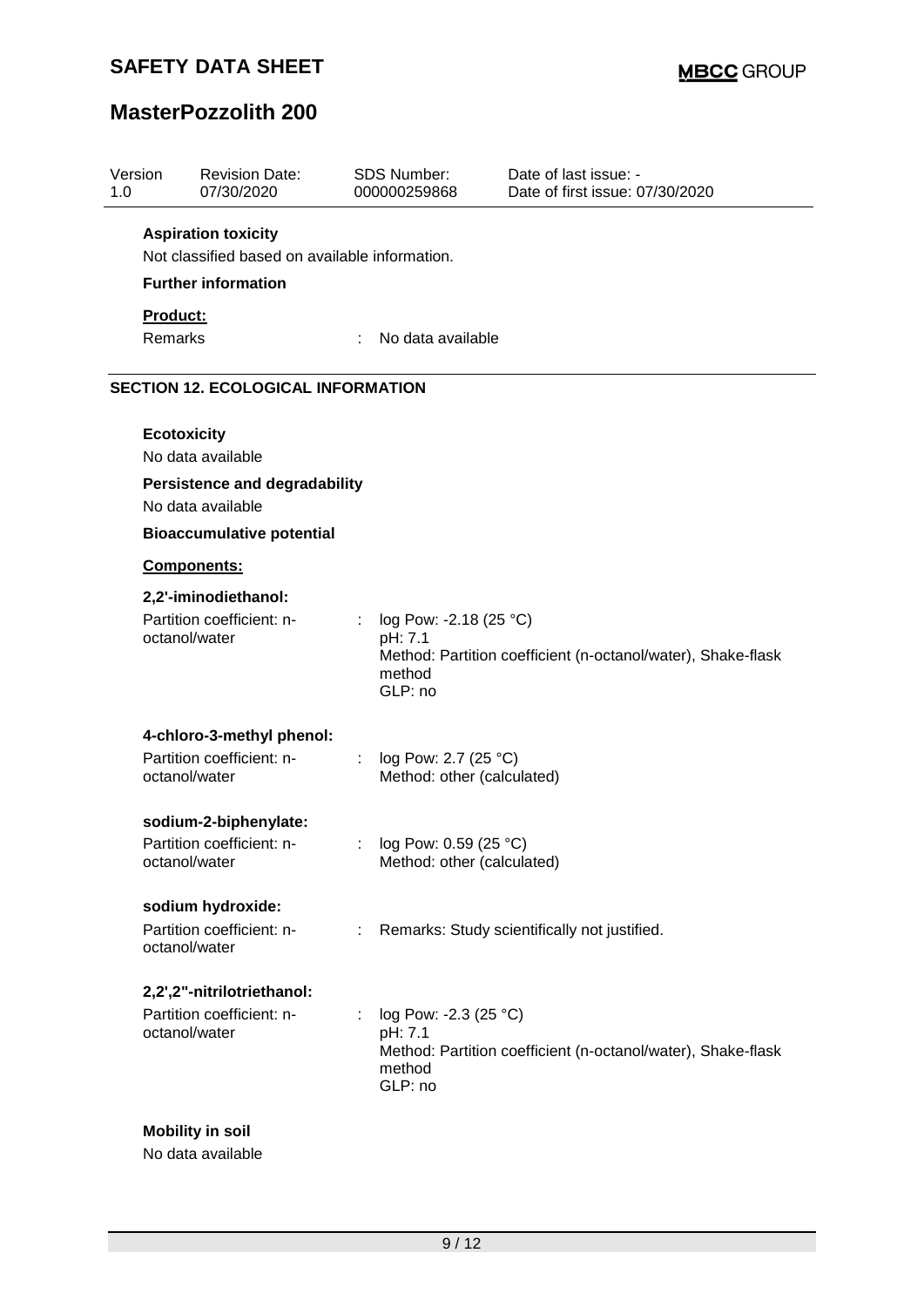**Aspiration toxicity**

Not classified based on available information.

**Further information**

**Product:**

Remarks : No data available

## SECTION 12. ECOLOGICAL INFORMATION

**Ecotoxicity**

No data available

**Persistence and degradability**

No data available

**Bioaccumulative potential**

**Components:**

**2,2'-iminodiethanol:**

Partition coefficient: n-octanol/water : log Pow: -2.18 (25 °C)
pH: 7.1
Method: Partition coefficient (n-octanol/water), Shake-flask method
GLP: no

**4-chloro-3-methyl phenol:**

Partition coefficient: n-octanol/water : log Pow: 2.7 (25 °C)
Method: other (calculated)

**sodium-2-biphenylate:**

Partition coefficient: n-octanol/water : log Pow: 0.59 (25 °C)
Method: other (calculated)

**sodium hydroxide:**

Partition coefficient: n-octanol/water : Remarks: Study scientifically not justified.

**2,2',2''-nitrilotriethanol:**

Partition coefficient: n-octanol/water : log Pow: -2.3 (25 °C)
pH: 7.1
Method: Partition coefficient (n-octanol/water), Shake-flask method
GLP: no

**Mobility in soil**

No data available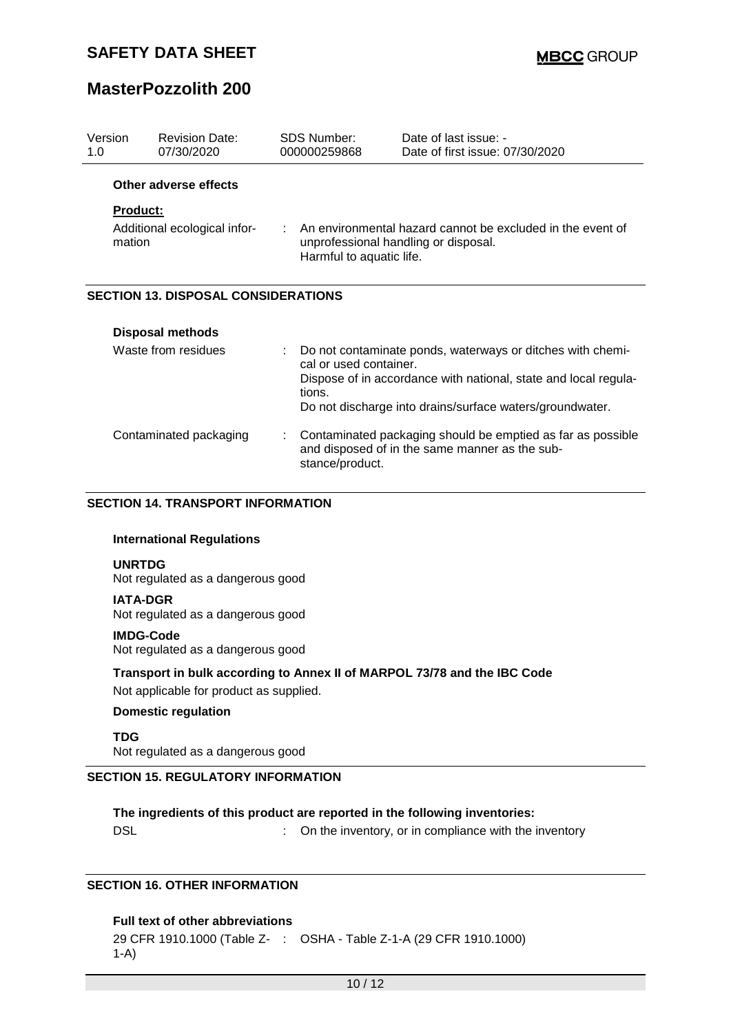**Other adverse effects**

**Product:**

| | | |
|---|---|---|
| Additional ecological information | : | An environmental hazard cannot be excluded in the event of unprofessional handling or disposal. Harmful to aquatic life. |

## SECTION 13. DISPOSAL CONSIDERATIONS

**Disposal methods**

| | | |
|---|---|---|
| Waste from residues | : | Do not contaminate ponds, waterways or ditches with chemical or used container. Dispose of in accordance with national, state and local regulations. Do not discharge into drains/surface waters/groundwater. |
| Contaminated packaging | : | Contaminated packaging should be emptied as far as possible and disposed of in the same manner as the substance/product. |

## SECTION 14. TRANSPORT INFORMATION

**International Regulations**

**UNRTDG**
Not regulated as a dangerous good

**IATA-DGR**
Not regulated as a dangerous good

**IMDG-Code**
Not regulated as a dangerous good

**Transport in bulk according to Annex II of MARPOL 73/78 and the IBC Code**

Not applicable for product as supplied.

**Domestic regulation**

**TDG**
Not regulated as a dangerous good

## SECTION 15. REGULATORY INFORMATION

**The ingredients of this product are reported in the following inventories:**

| | | |
|---|---|---|
| DSL | : | On the inventory, or in compliance with the inventory |

## SECTION 16. OTHER INFORMATION

**Full text of other abbreviations**

| | | |
|---|---|---|
| 29 CFR 1910.1000 (Table Z-1-A) | : | OSHA - Table Z-1-A (29 CFR 1910.1000) |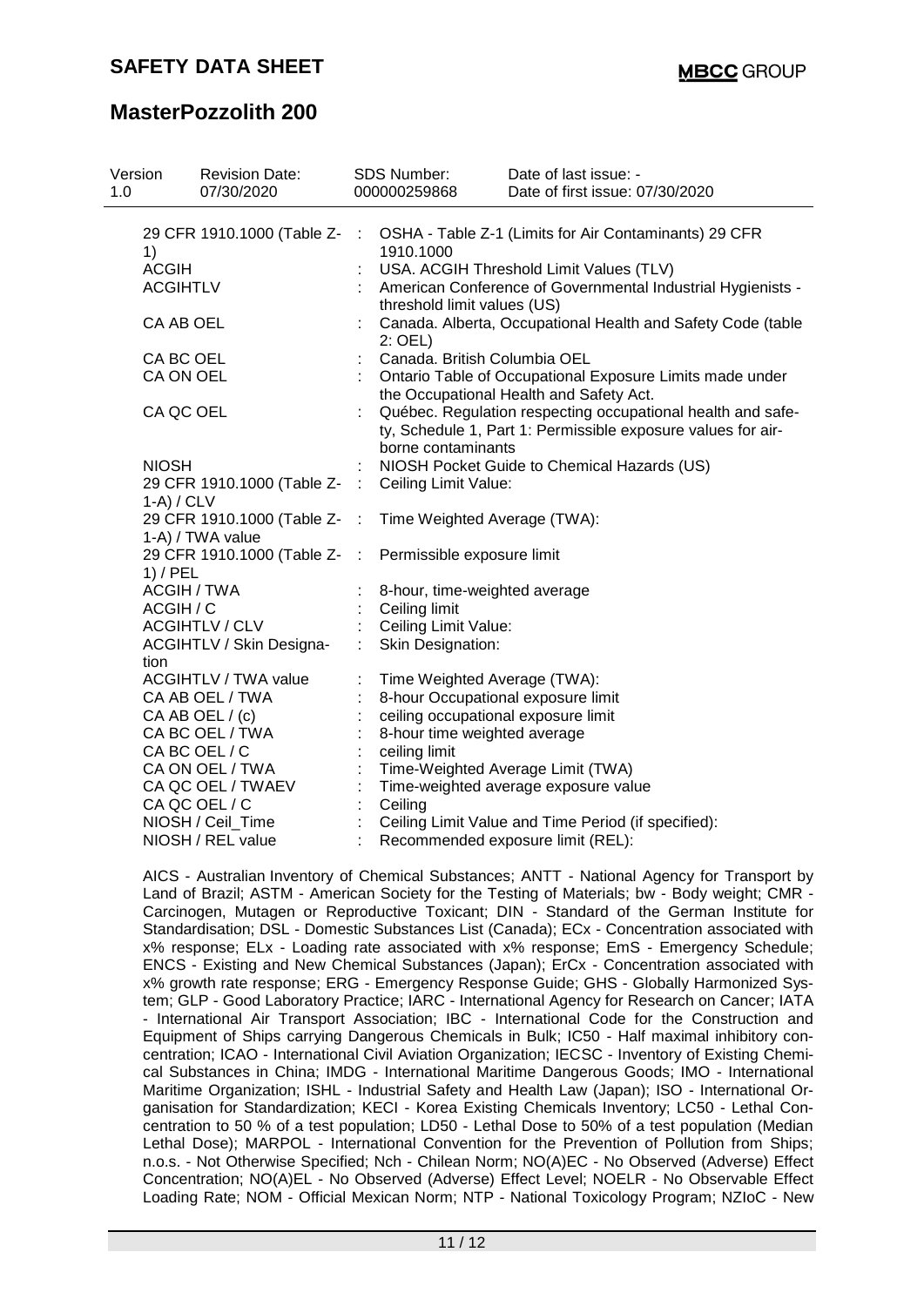| Version | Revision Date: | SDS Number: | Date of last issue: - |
|---|---|---|---|
| 1.0 | 07/30/2020 | 000000259868 | Date of first issue: 07/30/2020 |

| | | |
|---|---|---|
| 29 CFR 1910.1000 (Table Z-1) | : | OSHA - Table Z-1 (Limits for Air Contaminants) 29 CFR 1910.1000 |
| ACGIH | : | USA. ACGIH Threshold Limit Values (TLV) |
| ACGIHTLV | : | American Conference of Governmental Industrial Hygienists - threshold limit values (US) |
| CA AB OEL | : | Canada. Alberta, Occupational Health and Safety Code (table 2: OEL) |
| CA BC OEL | : | Canada. British Columbia OEL |
| CA ON OEL | : | Ontario Table of Occupational Exposure Limits made under the Occupational Health and Safety Act. |
| CA QC OEL | : | Québec. Regulation respecting occupational health and safety, Schedule 1, Part 1: Permissible exposure values for airborne contaminants |
| NIOSH | : | NIOSH Pocket Guide to Chemical Hazards (US) |
| 29 CFR 1910.1000 (Table Z-1-A) / CLV | : | Ceiling Limit Value: |
| 29 CFR 1910.1000 (Table Z-1-A) / TWA value | : | Time Weighted Average (TWA): |
| 29 CFR 1910.1000 (Table Z-1) / PEL | : | Permissible exposure limit |
| ACGIH / TWA | : | 8-hour, time-weighted average |
| ACGIH / C | : | Ceiling limit |
| ACGIHTLV / CLV | : | Ceiling Limit Value: |
| ACGIHTLV / Skin Designation | : | Skin Designation: |
| ACGIHTLV / TWA value | : | Time Weighted Average (TWA): |
| CA AB OEL / TWA | : | 8-hour Occupational exposure limit |
| CA AB OEL / (c) | : | ceiling occupational exposure limit |
| CA BC OEL / TWA | : | 8-hour time weighted average |
| CA BC OEL / C | : | ceiling limit |
| CA ON OEL / TWA | : | Time-Weighted Average Limit (TWA) |
| CA QC OEL / TWAEV | : | Time-weighted average exposure value |
| CA QC OEL / C | : | Ceiling |
| NIOSH / Ceil_Time | : | Ceiling Limit Value and Time Period (if specified): |
| NIOSH / REL value | : | Recommended exposure limit (REL): |

AICS - Australian Inventory of Chemical Substances; ANTT - National Agency for Transport by Land of Brazil; ASTM - American Society for the Testing of Materials; bw - Body weight; CMR - Carcinogen, Mutagen or Reproductive Toxicant; DIN - Standard of the German Institute for Standardisation; DSL - Domestic Substances List (Canada); ECx - Concentration associated with x% response; ELx - Loading rate associated with x% response; EmS - Emergency Schedule; ENCS - Existing and New Chemical Substances (Japan); ErCx - Concentration associated with x% growth rate response; ERG - Emergency Response Guide; GHS - Globally Harmonized System; GLP - Good Laboratory Practice; IARC - International Agency for Research on Cancer; IATA - International Air Transport Association; IBC - International Code for the Construction and Equipment of Ships carrying Dangerous Chemicals in Bulk; IC50 - Half maximal inhibitory concentration; ICAO - International Civil Aviation Organization; IECSC - Inventory of Existing Chemical Substances in China; IMDG - International Maritime Dangerous Goods; IMO - International Maritime Organization; ISHL - Industrial Safety and Health Law (Japan); ISO - International Organisation for Standardization; KECI - Korea Existing Chemicals Inventory; LC50 - Lethal Concentration to 50 % of a test population; LD50 - Lethal Dose to 50% of a test population (Median Lethal Dose); MARPOL - International Convention for the Prevention of Pollution from Ships; n.o.s. - Not Otherwise Specified; Nch - Chilean Norm; NO(A)EC - No Observed (Adverse) Effect Concentration; NO(A)EL - No Observed (Adverse) Effect Level; NOELR - No Observable Effect Loading Rate; NOM - Official Mexican Norm; NTP - National Toxicology Program; NZIoC - New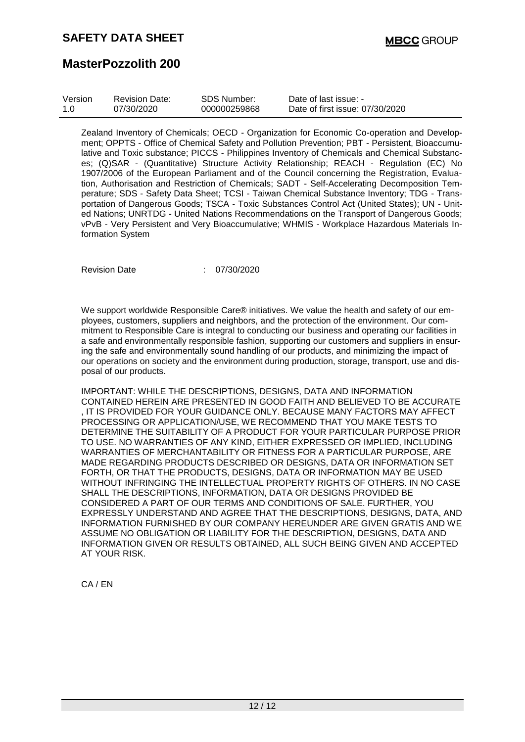Zealand Inventory of Chemicals; OECD - Organization for Economic Co-operation and Development; OPPTS - Office of Chemical Safety and Pollution Prevention; PBT - Persistent, Bioaccumulative and Toxic substance; PICCS - Philippines Inventory of Chemicals and Chemical Substances; (Q)SAR - (Quantitative) Structure Activity Relationship; REACH - Regulation (EC) No 1907/2006 of the European Parliament and of the Council concerning the Registration, Evaluation, Authorisation and Restriction of Chemicals; SADT - Self-Accelerating Decomposition Temperature; SDS - Safety Data Sheet; TCSI - Taiwan Chemical Substance Inventory; TDG - Transportation of Dangerous Goods; TSCA - Toxic Substances Control Act (United States); UN - United Nations; UNRTDG - United Nations Recommendations on the Transport of Dangerous Goods; vPvB - Very Persistent and Very Bioaccumulative; WHMIS - Workplace Hazardous Materials Information System

Revision Date : 07/30/2020

We support worldwide Responsible Care® initiatives. We value the health and safety of our employees, customers, suppliers and neighbors, and the protection of the environment. Our commitment to Responsible Care is integral to conducting our business and operating our facilities in a safe and environmentally responsible fashion, supporting our customers and suppliers in ensuring the safe and environmentally sound handling of our products, and minimizing the impact of our operations on society and the environment during production, storage, transport, use and disposal of our products.

IMPORTANT: WHILE THE DESCRIPTIONS, DESIGNS, DATA AND INFORMATION CONTAINED HEREIN ARE PRESENTED IN GOOD FAITH AND BELIEVED TO BE ACCURATE , IT IS PROVIDED FOR YOUR GUIDANCE ONLY. BECAUSE MANY FACTORS MAY AFFECT PROCESSING OR APPLICATION/USE, WE RECOMMEND THAT YOU MAKE TESTS TO DETERMINE THE SUITABILITY OF A PRODUCT FOR YOUR PARTICULAR PURPOSE PRIOR TO USE. NO WARRANTIES OF ANY KIND, EITHER EXPRESSED OR IMPLIED, INCLUDING WARRANTIES OF MERCHANTABILITY OR FITNESS FOR A PARTICULAR PURPOSE, ARE MADE REGARDING PRODUCTS DESCRIBED OR DESIGNS, DATA OR INFORMATION SET FORTH, OR THAT THE PRODUCTS, DESIGNS, DATA OR INFORMATION MAY BE USED WITHOUT INFRINGING THE INTELLECTUAL PROPERTY RIGHTS OF OTHERS. IN NO CASE SHALL THE DESCRIPTIONS, INFORMATION, DATA OR DESIGNS PROVIDED BE CONSIDERED A PART OF OUR TERMS AND CONDITIONS OF SALE. FURTHER, YOU EXPRESSLY UNDERSTAND AND AGREE THAT THE DESCRIPTIONS, DESIGNS, DATA, AND INFORMATION FURNISHED BY OUR COMPANY HEREUNDER ARE GIVEN GRATIS AND WE ASSUME NO OBLIGATION OR LIABILITY FOR THE DESCRIPTION, DESIGNS, DATA AND INFORMATION GIVEN OR RESULTS OBTAINED, ALL SUCH BEING GIVEN AND ACCEPTED AT YOUR RISK.

CA / EN